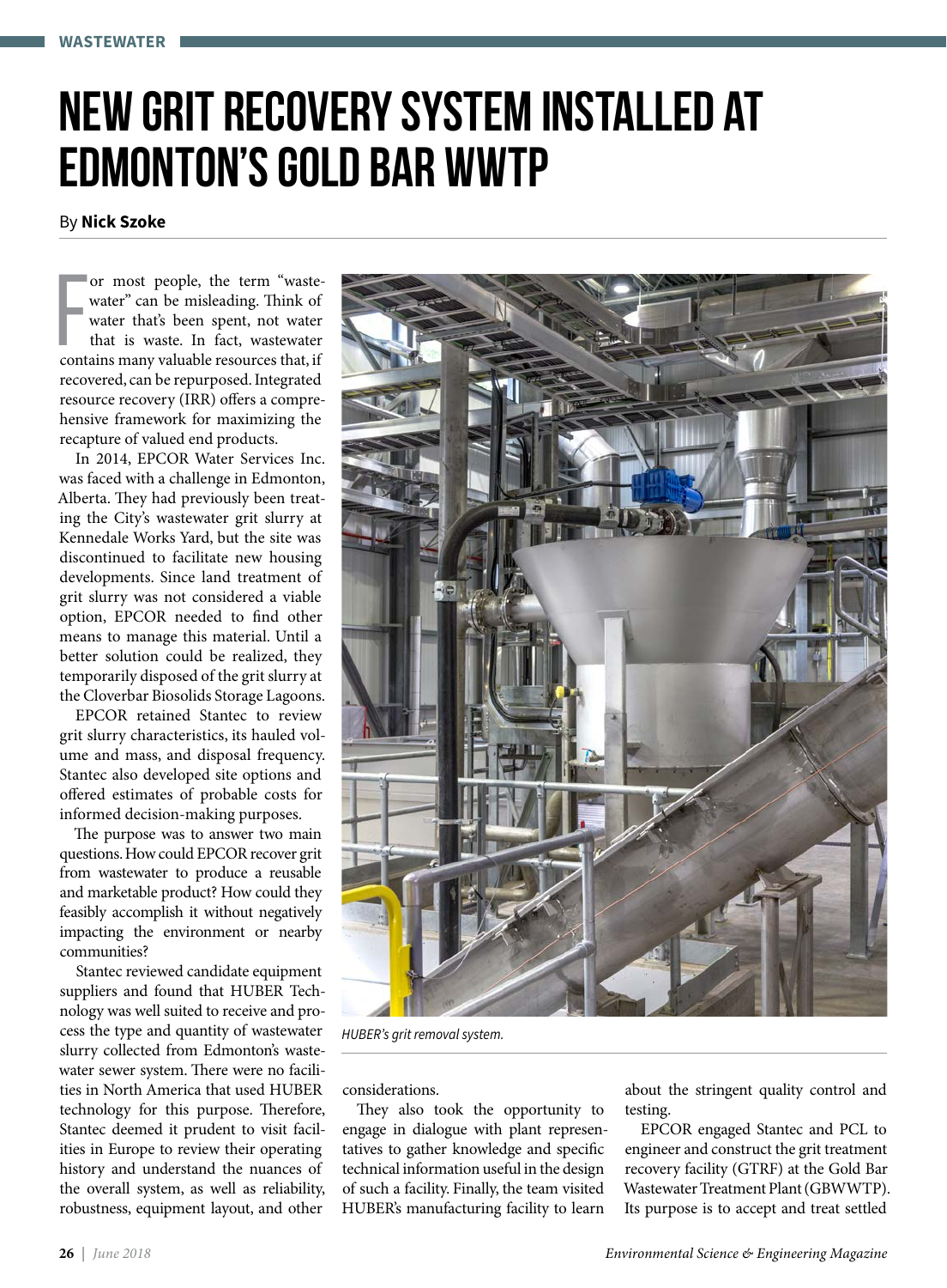WASTEWATER

# NEW GRIT RECOVERY SYSTEM INSTALLED AT EDMONTON'S GOLD BAR WWTP

By **Nick Szoke**

For most people, the term "wastewater" can be misleading. Think of water that's been spent, not water that is waste. In fact, wastewater contains many valuable resources that, if recovered, can be repurposed. Integrated resource recovery (IRR) offers a comprehensive framework for maximizing the recapture of valued end products.

In 2014, EPCOR Water Services Inc. was faced with a challenge in Edmonton, Alberta. They had previously been treating the City's wastewater grit slurry at Kennedale Works Yard, but the site was discontinued to facilitate new housing developments. Since land treatment of grit slurry was not considered a viable option, EPCOR needed to find other means to manage this material. Until a better solution could be realized, they temporarily disposed of the grit slurry at the Cloverbar Biosolids Storage Lagoons.

EPCOR retained Stantec to review grit slurry characteristics, its hauled volume and mass, and disposal frequency. Stantec also developed site options and offered estimates of probable costs for informed decision-making purposes.

The purpose was to answer two main questions. How could EPCOR recover grit from wastewater to produce a reusable and marketable product? How could they feasibly accomplish it without negatively impacting the environment or nearby communities?

Stantec reviewed candidate equipment suppliers and found that HUBER Technology was well suited to receive and process the type and quantity of wastewater slurry collected from Edmonton's wastewater sewer system. There were no facilities in North America that used HUBER technology for this purpose. Therefore, Stantec deemed it prudent to visit facilities in Europe to review their operating history and understand the nuances of the overall system, as well as reliability, robustness, equipment layout, and other considerations.

*HUBER's grit removal system.*

They also took the opportunity to engage in dialogue with plant representatives to gather knowledge and specific technical information useful in the design of such a facility. Finally, the team visited HUBER's manufacturing facility to learn about the stringent quality control and testing.

EPCOR engaged Stantec and PCL to engineer and construct the grit treatment recovery facility (GTRF) at the Gold Bar Wastewater Treatment Plant (GBWWTP). Its purpose is to accept and treat settled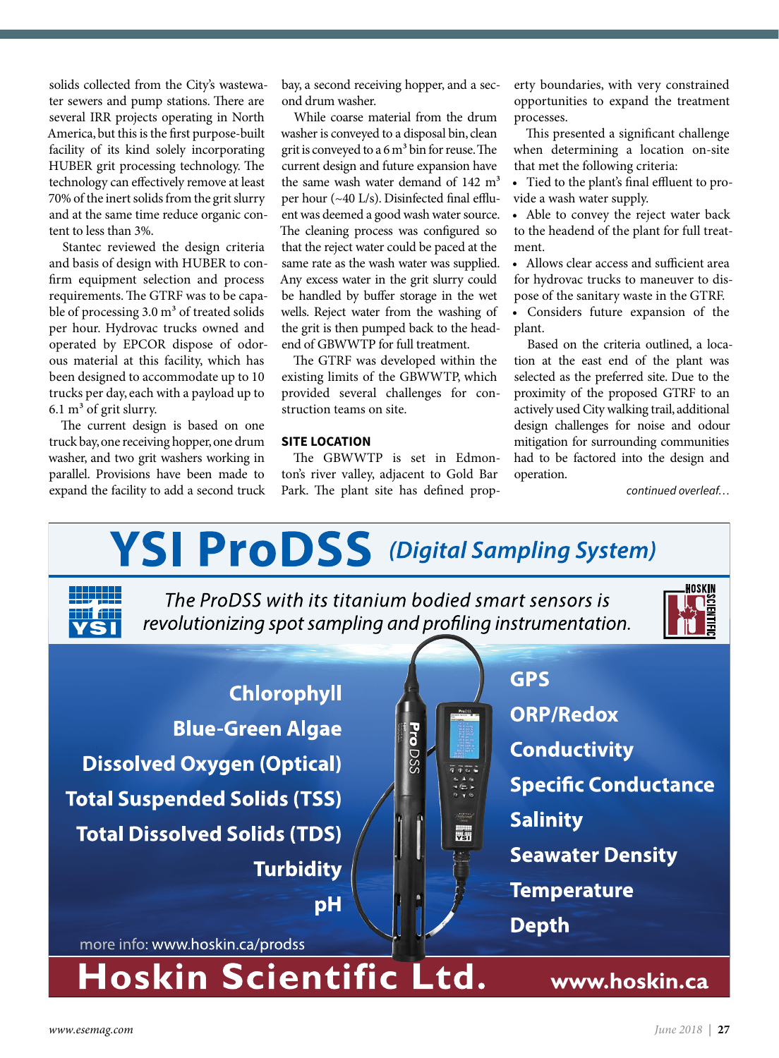solids collected from the City's wastewater sewers and pump stations. There are several IRR projects operating in North America, but this is the first purpose-built facility of its kind solely incorporating HUBER grit processing technology. The technology can effectively remove at least 70% of the inert solids from the grit slurry and at the same time reduce organic content to less than 3%.

Stantec reviewed the design criteria and basis of design with HUBER to confirm equipment selection and process requirements. The GTRF was to be capable of processing 3.0 $m^3$ of treated solids per hour. Hydrovac trucks owned and operated by EPCOR dispose of odorous material at this facility, which has been designed to accommodate up to 10 trucks per day, each with a payload up to 6.1 $m^3$ of grit slurry.

The current design is based on one truck bay, one receiving hopper, one drum washer, and two grit washers working in parallel. Provisions have been made to expand the facility to add a second truck bay, a second receiving hopper, and a second drum washer.

While coarse material from the drum washer is conveyed to a disposal bin, clean grit is conveyed to a 6 $m^3$ bin for reuse. The current design and future expansion have the same wash water demand of 142 $m^3$ per hour (~40 L/s). Disinfected final effluent was deemed a good wash water source. The cleaning process was configured so that the reject water could be paced at the same rate as the wash water was supplied. Any excess water in the grit slurry could be handled by buffer storage in the wet wells. Reject water from the washing of the grit is then pumped back to the headend of GBWWTP for full treatment.

The GTRF was developed within the existing limits of the GBWWTP, which provided several challenges for construction teams on site.

## SITE LOCATION

The GBWWTP is set in Edmonton's river valley, adjacent to Gold Bar Park. The plant site has defined property boundaries, with very constrained opportunities to expand the treatment processes.

This presented a significant challenge when determining a location on-site that met the following criteria:

- Tied to the plant's final effluent to provide a wash water supply.
- Able to convey the reject water back to the headend of the plant for full treatment.
- Allows clear access and sufficient area for hydrovac trucks to maneuver to dispose of the sanitary waste in the GTRF.
- Considers future expansion of the plant.

Based on the criteria outlined, a location at the east end of the plant was selected as the preferred site. Due to the proximity of the proposed GTRF to an actively used City walking trail, additional design challenges for noise and odour mitigation for surrounding communities had to be factored into the design and operation.

*continued overleaf…*

# YSI ProDSS *(Digital Sampling System)*

*The ProDSS with its titanium bodied smart sensors is revolutionizing spot sampling and profiling instrumentation.*

**Chlorophyll**
**Blue-Green Algae**
**Dissolved Oxygen (Optical)**
**Total Suspended Solids (TSS)**
**Total Dissolved Solids (TDS)**
**Turbidity**
**pH**

**GPS**
**ORP/Redox**
**Conductivity**
**Specific Conductance**
**Salinity**
**Seawater Density**
**Temperature**
**Depth**

more info: www.hoskin.ca/prodss

**Hoskin Scientific Ltd.** www.hoskin.ca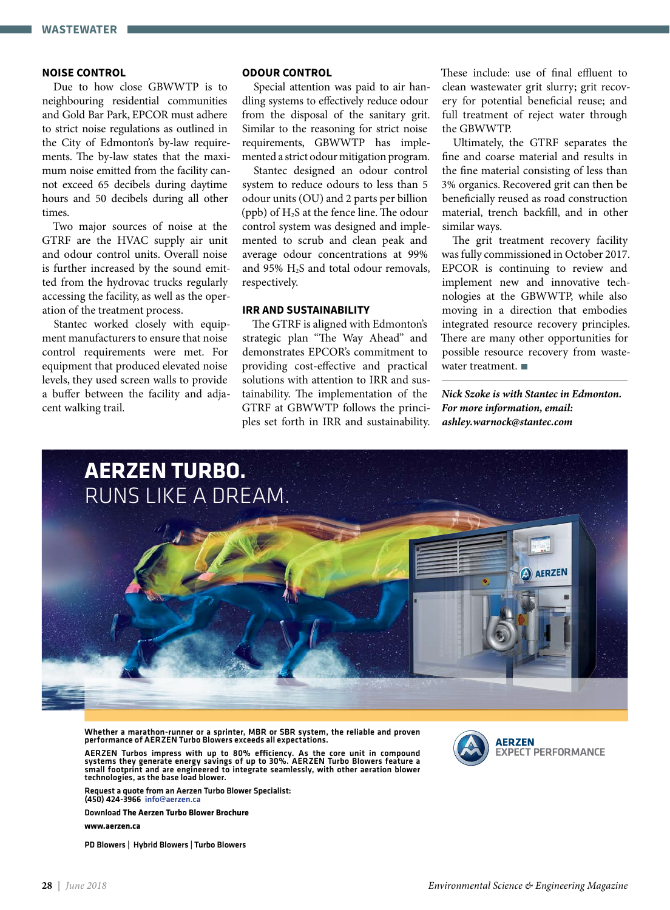## NOISE CONTROL

Due to how close GBWWTP is to neighbouring residential communities and Gold Bar Park, EPCOR must adhere to strict noise regulations as outlined in the City of Edmonton's by-law requirements. The by-law states that the maximum noise emitted from the facility cannot exceed 65 decibels during daytime hours and 50 decibels during all other times.

Two major sources of noise at the GTRF are the HVAC supply air unit and odour control units. Overall noise is further increased by the sound emitted from the hydrovac trucks regularly accessing the facility, as well as the operation of the treatment process.

Stantec worked closely with equipment manufacturers to ensure that noise control requirements were met. For equipment that produced elevated noise levels, they used screen walls to provide a buffer between the facility and adjacent walking trail.

## ODOUR CONTROL

Special attention was paid to air handling systems to effectively reduce odour from the disposal of the sanitary grit. Similar to the reasoning for strict noise requirements, GBWWTP has implemented a strict odour mitigation program.

Stantec designed an odour control system to reduce odours to less than 5 odour units (OU) and 2 parts per billion (ppb) of $H_2S$ at the fence line. The odour control system was designed and implemented to scrub and clean peak and average odour concentrations at 99% and 95% $H_2S$ and total odour removals, respectively.

## IRR AND SUSTAINABILITY

The GTRF is aligned with Edmonton's strategic plan "The Way Ahead" and demonstrates EPCOR's commitment to providing cost-effective and practical solutions with attention to IRR and sustainability. The implementation of the GTRF at GBWWTP follows the principles set forth in IRR and sustainability. These include: use of final effluent to clean wastewater grit slurry; grit recovery for potential beneficial reuse; and full treatment of reject water through the GBWWTP.

Ultimately, the GTRF separates the fine and coarse material and results in the fine material consisting of less than 3% organics. Recovered grit can then be beneficially reused as road construction material, trench backfill, and in other similar ways.

The grit treatment recovery facility was fully commissioned in October 2017. EPCOR is continuing to review and implement new and innovative technologies at the GBWWTP, while also moving in a direction that embodies integrated resource recovery principles. There are many other opportunities for possible resource recovery from wastewater treatment. ■

***Nick Szoke is with Stantec in Edmonton. For more information, email: ashley.warnock@stantec.com***

**AERZEN TURBO.**
RUNS LIKE A DREAM.

Whether a marathon-runner or a sprinter, MBR or SBR system, the reliable and proven performance of AERZEN Turbo Blowers exceeds all expectations.

AERZEN Turbos impress with up to 80% efficiency. As the core unit in compound systems they generate energy savings of up to 30%. AERZEN Turbo Blowers feature a small footprint and are engineered to integrate seamlessly, with other aeration blower technologies, as the base load blower.

Request a quote from an Aerzen Turbo Blower Specialist:
(450) 424-3966 info@aerzen.ca

Download The Aerzen Turbo Blower Brochure

www.aerzen.ca

PD Blowers | Hybrid Blowers | Turbo Blowers

AERZEN
EXPECT PERFORMANCE